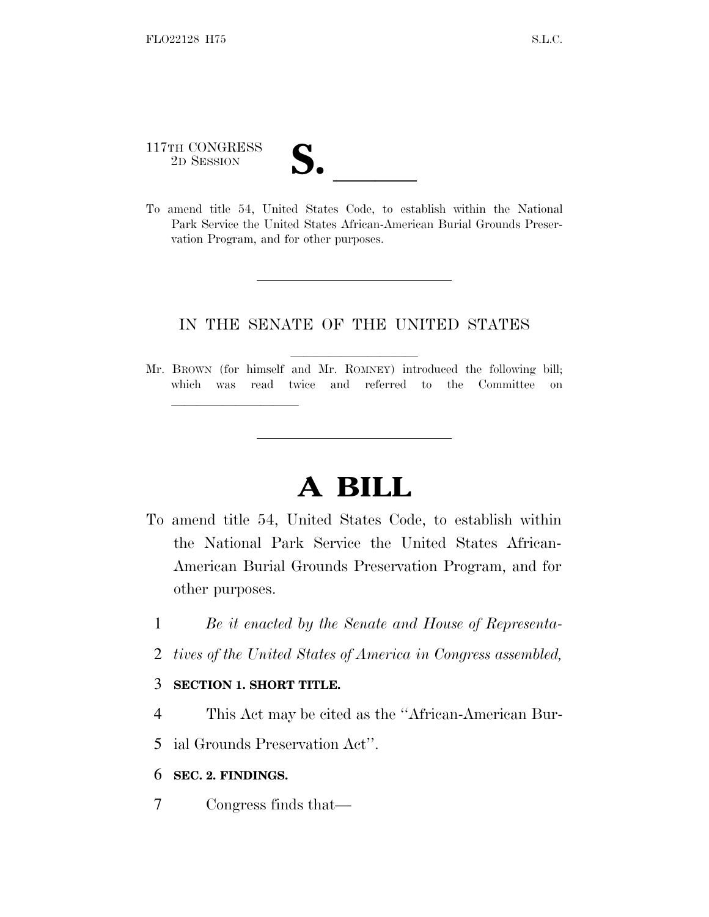117TH CONGRESS
2D SESSION

**S. \_\_\_\_\_\_**

To amend title 54, United States Code, to establish within the National Park Service the United States African-American Burial Grounds Preservation Program, and for other purposes.

---

IN THE SENATE OF THE UNITED STATES

Mr. BROWN (for himself and Mr. ROMNEY) introduced the following bill; which was read twice and referred to the Committee on \_\_\_\_\_\_\_\_\_\_\_\_\_\_\_\_

---

# A BILL

To amend title 54, United States Code, to establish within the National Park Service the United States African-American Burial Grounds Preservation Program, and for other purposes.

*Be it enacted by the Senate and House of Representatives of the United States of America in Congress assembled,*

**SECTION 1. SHORT TITLE.**

This Act may be cited as the "African-American Burial Grounds Preservation Act".

**SEC. 2. FINDINGS.**

Congress finds that—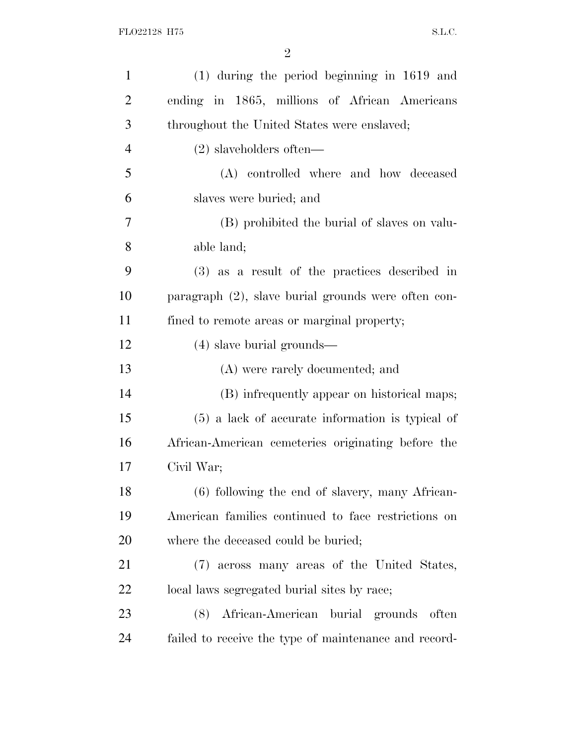(1) during the period beginning in 1619 and ending in 1865, millions of African Americans throughout the United States were enslaved;

(2) slaveholders often—

(A) controlled where and how deceased slaves were buried; and

(B) prohibited the burial of slaves on valuable land;

(3) as a result of the practices described in paragraph (2), slave burial grounds were often confined to remote areas or marginal property;

(4) slave burial grounds—

(A) were rarely documented; and

(B) infrequently appear on historical maps;

(5) a lack of accurate information is typical of African-American cemeteries originating before the Civil War;

(6) following the end of slavery, many African-American families continued to face restrictions on where the deceased could be buried;

(7) across many areas of the United States, local laws segregated burial sites by race;

(8) African-American burial grounds often failed to receive the type of maintenance and record-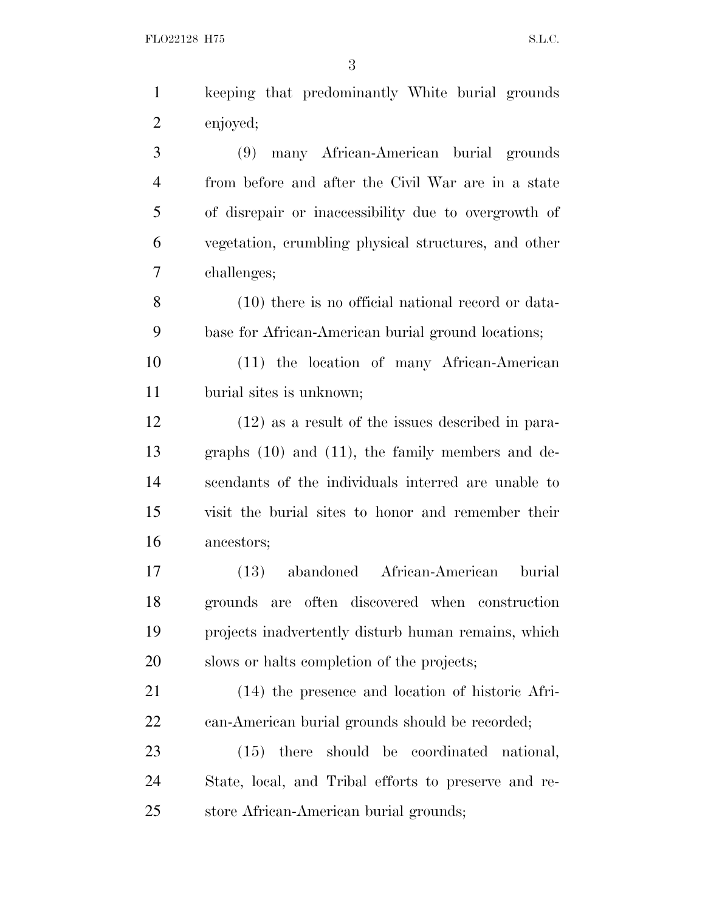keeping that predominantly White burial grounds enjoyed;

(9) many African-American burial grounds from before and after the Civil War are in a state of disrepair or inaccessibility due to overgrowth of vegetation, crumbling physical structures, and other challenges;

(10) there is no official national record or database for African-American burial ground locations;

(11) the location of many African-American burial sites is unknown;

(12) as a result of the issues described in paragraphs (10) and (11), the family members and descendants of the individuals interred are unable to visit the burial sites to honor and remember their ancestors;

(13) abandoned African-American burial grounds are often discovered when construction projects inadvertently disturb human remains, which slows or halts completion of the projects;

(14) the presence and location of historic African-American burial grounds should be recorded;

(15) there should be coordinated national, State, local, and Tribal efforts to preserve and restore African-American burial grounds;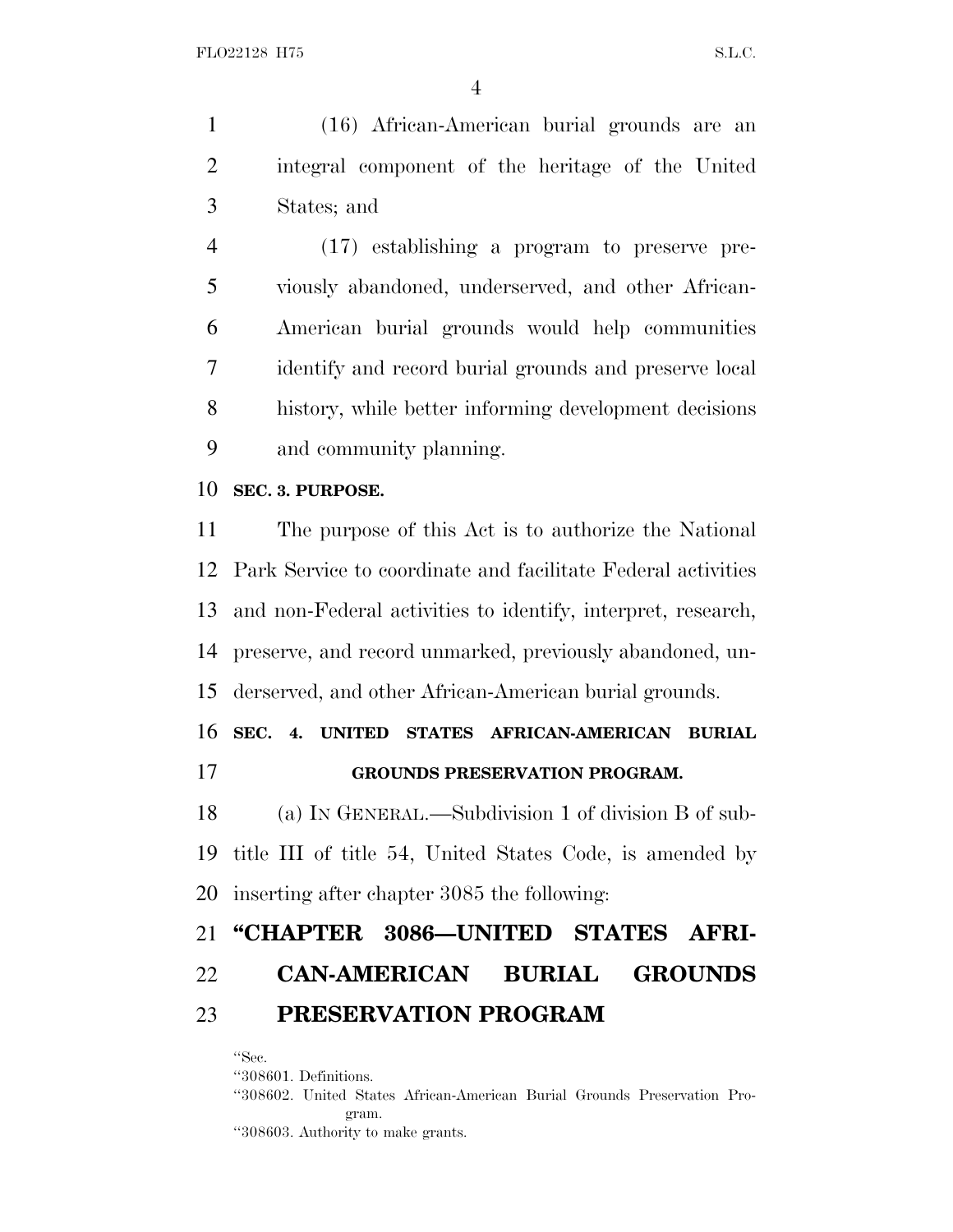(16) African-American burial grounds are an integral component of the heritage of the United States; and

(17) establishing a program to preserve previously abandoned, underserved, and other African-American burial grounds would help communities identify and record burial grounds and preserve local history, while better informing development decisions and community planning.

**SEC. 3. PURPOSE.**

The purpose of this Act is to authorize the National Park Service to coordinate and facilitate Federal activities and non-Federal activities to identify, interpret, research, preserve, and record unmarked, previously abandoned, underserved, and other African-American burial grounds.

**SEC. 4. UNITED STATES AFRICAN-AMERICAN BURIAL GROUNDS PRESERVATION PROGRAM.**

(a) IN GENERAL.—Subdivision 1 of division B of subtitle III of title 54, United States Code, is amended by inserting after chapter 3085 the following:

## "CHAPTER 3086—UNITED STATES AFRICAN-AMERICAN BURIAL GROUNDS PRESERVATION PROGRAM

"Sec.

"308601. Definitions.

"308602. United States African-American Burial Grounds Preservation Program.

"308603. Authority to make grants.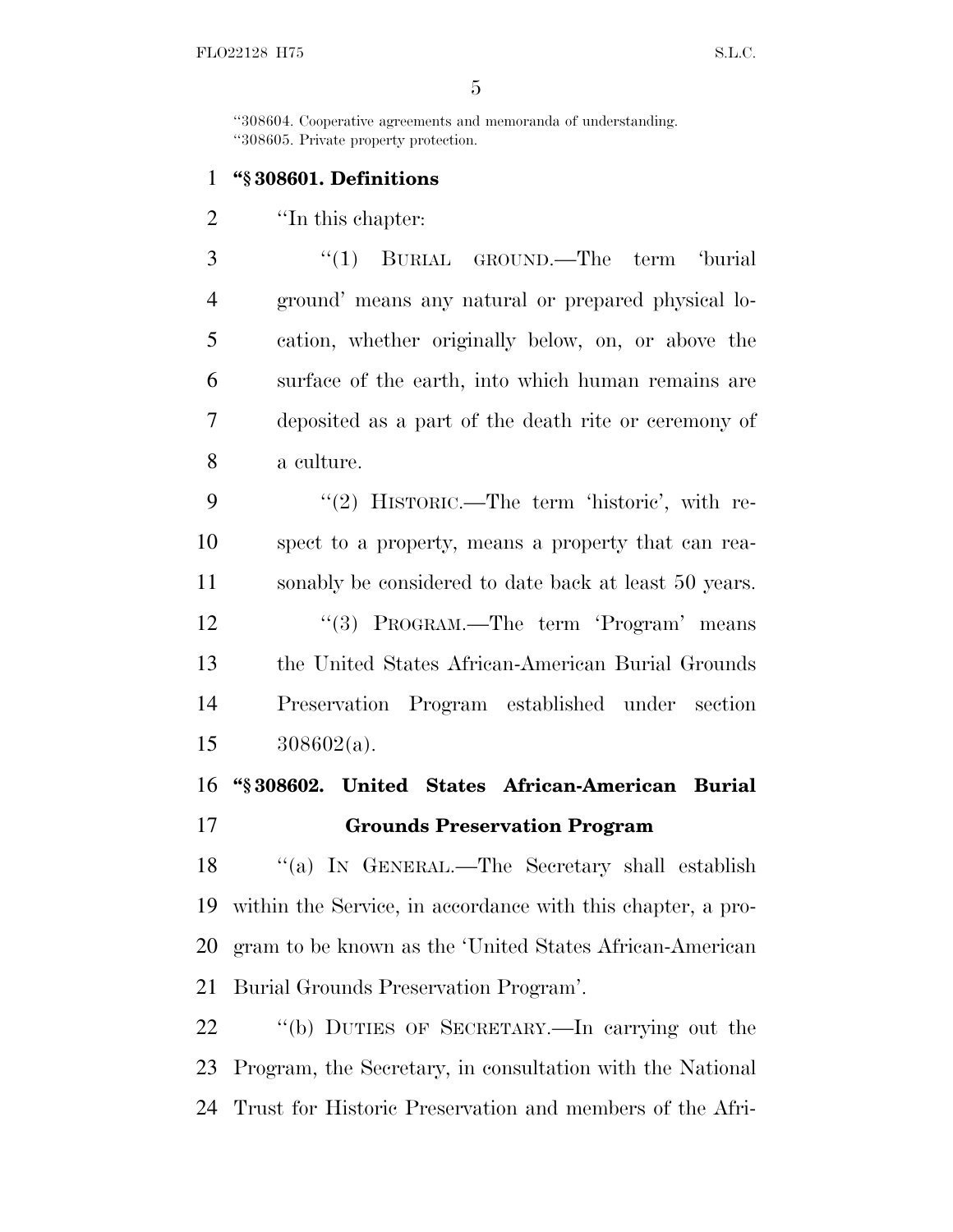"308604. Cooperative agreements and memoranda of understanding.
"308605. Private property protection.

**"§ 308601. Definitions**

"In this chapter:

"(1) BURIAL GROUND.—The term 'burial ground' means any natural or prepared physical location, whether originally below, on, or above the surface of the earth, into which human remains are deposited as a part of the death rite or ceremony of a culture.

"(2) HISTORIC.—The term 'historic', with respect to a property, means a property that can reasonably be considered to date back at least 50 years.

"(3) PROGRAM.—The term 'Program' means the United States African-American Burial Grounds Preservation Program established under section 308602(a).

**"§ 308602. United States African-American Burial Grounds Preservation Program**

"(a) IN GENERAL.—The Secretary shall establish within the Service, in accordance with this chapter, a program to be known as the 'United States African-American Burial Grounds Preservation Program'.

"(b) DUTIES OF SECRETARY.—In carrying out the Program, the Secretary, in consultation with the National Trust for Historic Preservation and members of the Afri-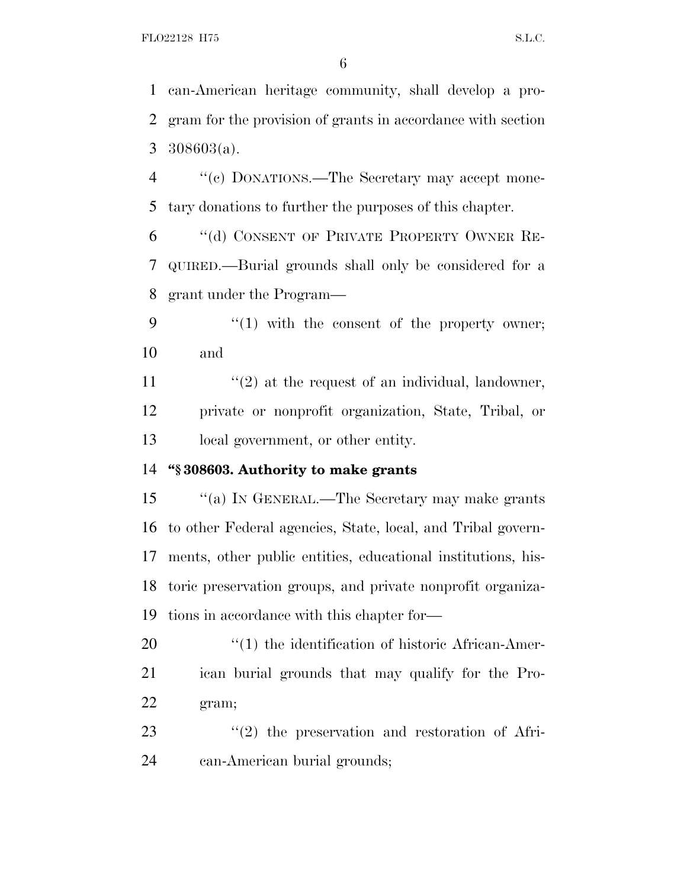can-American heritage community, shall develop a program for the provision of grants in accordance with section 308603(a).

''(c) DONATIONS.—The Secretary may accept monetary donations to further the purposes of this chapter.

''(d) CONSENT OF PRIVATE PROPERTY OWNER REQUIRED.—Burial grounds shall only be considered for a grant under the Program—

''(1) with the consent of the property owner; and

''(2) at the request of an individual, landowner, private or nonprofit organization, State, Tribal, or local government, or other entity.

**''§ 308603. Authority to make grants**

''(a) IN GENERAL.—The Secretary may make grants to other Federal agencies, State, local, and Tribal governments, other public entities, educational institutions, historic preservation groups, and private nonprofit organizations in accordance with this chapter for—

''(1) the identification of historic African-American burial grounds that may qualify for the Program;

''(2) the preservation and restoration of African-American burial grounds;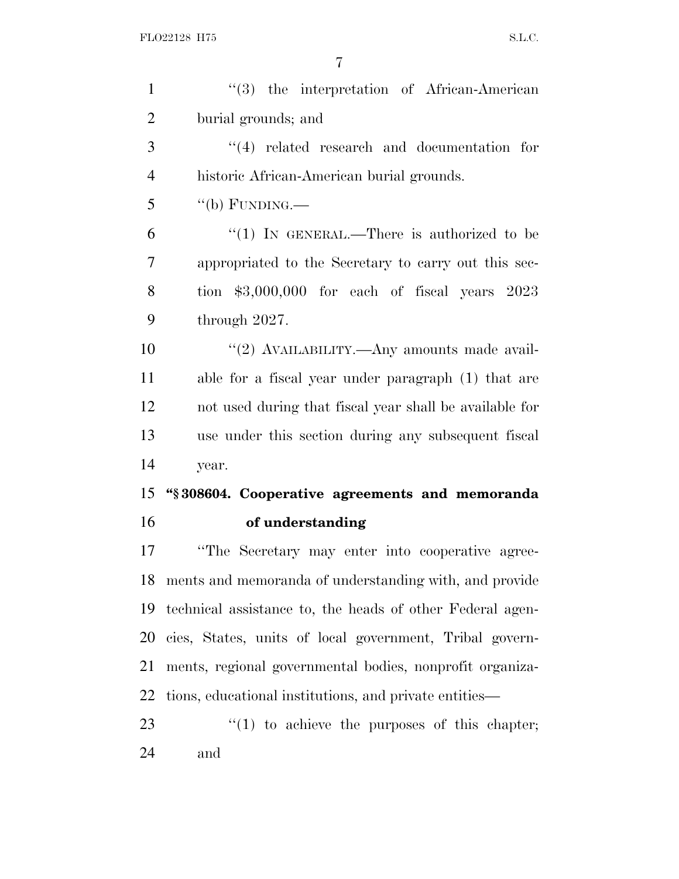"(3) the interpretation of African-American burial grounds; and

"(4) related research and documentation for historic African-American burial grounds.

"(b) FUNDING.—

"(1) IN GENERAL.—There is authorized to be appropriated to the Secretary to carry out this section $3,000,000 for each of fiscal years 2023 through 2027.

"(2) AVAILABILITY.—Any amounts made available for a fiscal year under paragraph (1) that are not used during that fiscal year shall be available for use under this section during any subsequent fiscal year.

**"§ 308604. Cooperative agreements and memoranda of understanding**

"The Secretary may enter into cooperative agreements and memoranda of understanding with, and provide technical assistance to, the heads of other Federal agencies, States, units of local government, Tribal governments, regional governmental bodies, nonprofit organizations, educational institutions, and private entities—

"(1) to achieve the purposes of this chapter; and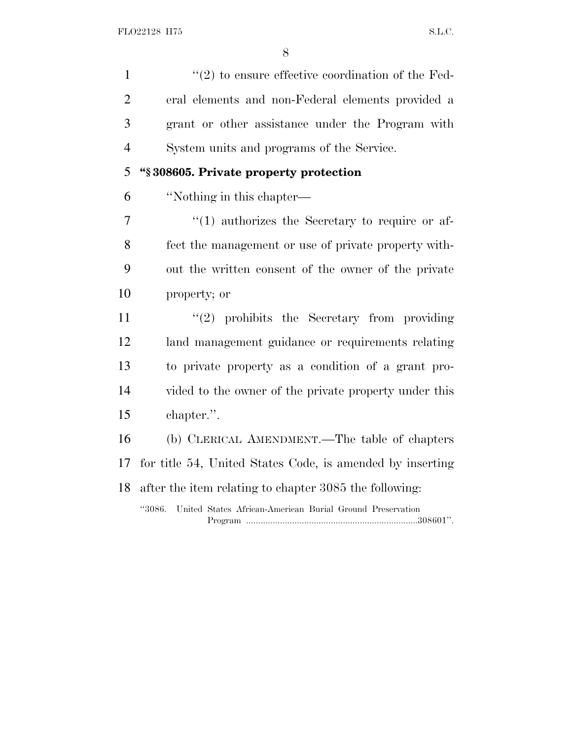''(2) to ensure effective coordination of the Federal elements and non-Federal elements provided a grant or other assistance under the Program with System units and programs of the Service.

**''§ 308605. Private property protection**

''Nothing in this chapter—

''(1) authorizes the Secretary to require or affect the management or use of private property without the written consent of the owner of the private property; or

''(2) prohibits the Secretary from providing land management guidance or requirements relating to private property as a condition of a grant provided to the owner of the private property under this chapter.''.

(b) CLERICAL AMENDMENT.—The table of chapters for title 54, United States Code, is amended by inserting after the item relating to chapter 3085 the following:

''3086. United States African-American Burial Ground Preservation Program ........................................................................308601''.